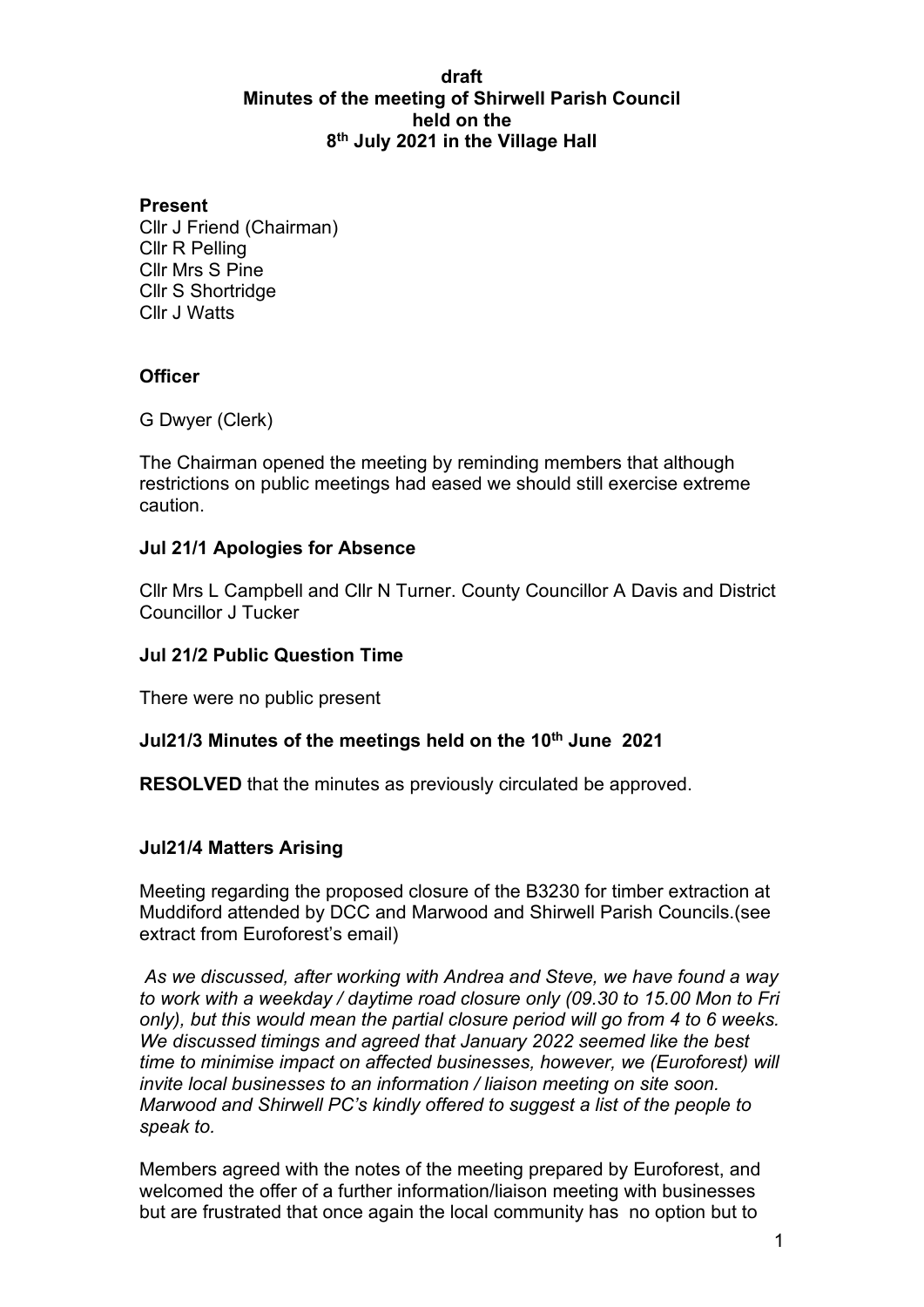**draft**
**Minutes of the meeting of Shirwell Parish Council**
**held on the**
**8th July 2021 in the Village Hall**

**Present**

Cllr J Friend (Chairman)
Cllr R Pelling
Cllr Mrs S Pine
Cllr S Shortridge
Cllr J Watts

**Officer**

G Dwyer (Clerk)

The Chairman opened the meeting by reminding members that although restrictions on public meetings had eased we should still exercise extreme caution.

**Jul 21/1 Apologies for Absence**

Cllr Mrs L Campbell and Cllr N Turner. County Councillor A Davis and District Councillor J Tucker

**Jul 21/2 Public Question Time**

There were no public present

**Jul21/3 Minutes of the meetings held on the 10th June 2021**

**RESOLVED** that the minutes as previously circulated be approved.

**Jul21/4 Matters Arising**

Meeting regarding the proposed closure of the B3230 for timber extraction at Muddiford attended by DCC and Marwood and Shirwell Parish Councils.(see extract from Euroforest's email)

*As we discussed, after working with Andrea and Steve, we have found a way to work with a weekday / daytime road closure only (09.30 to 15.00 Mon to Fri only), but this would mean the partial closure period will go from 4 to 6 weeks. We discussed timings and agreed that January 2022 seemed like the best time to minimise impact on affected businesses, however, we (Euroforest) will invite local businesses to an information / liaison meeting on site soon. Marwood and Shirwell PC's kindly offered to suggest a list of the people to speak to.*

Members agreed with the notes of the meeting prepared by Euroforest, and welcomed the offer of a further information/liaison meeting with businesses but are frustrated that once again the local community has no option but to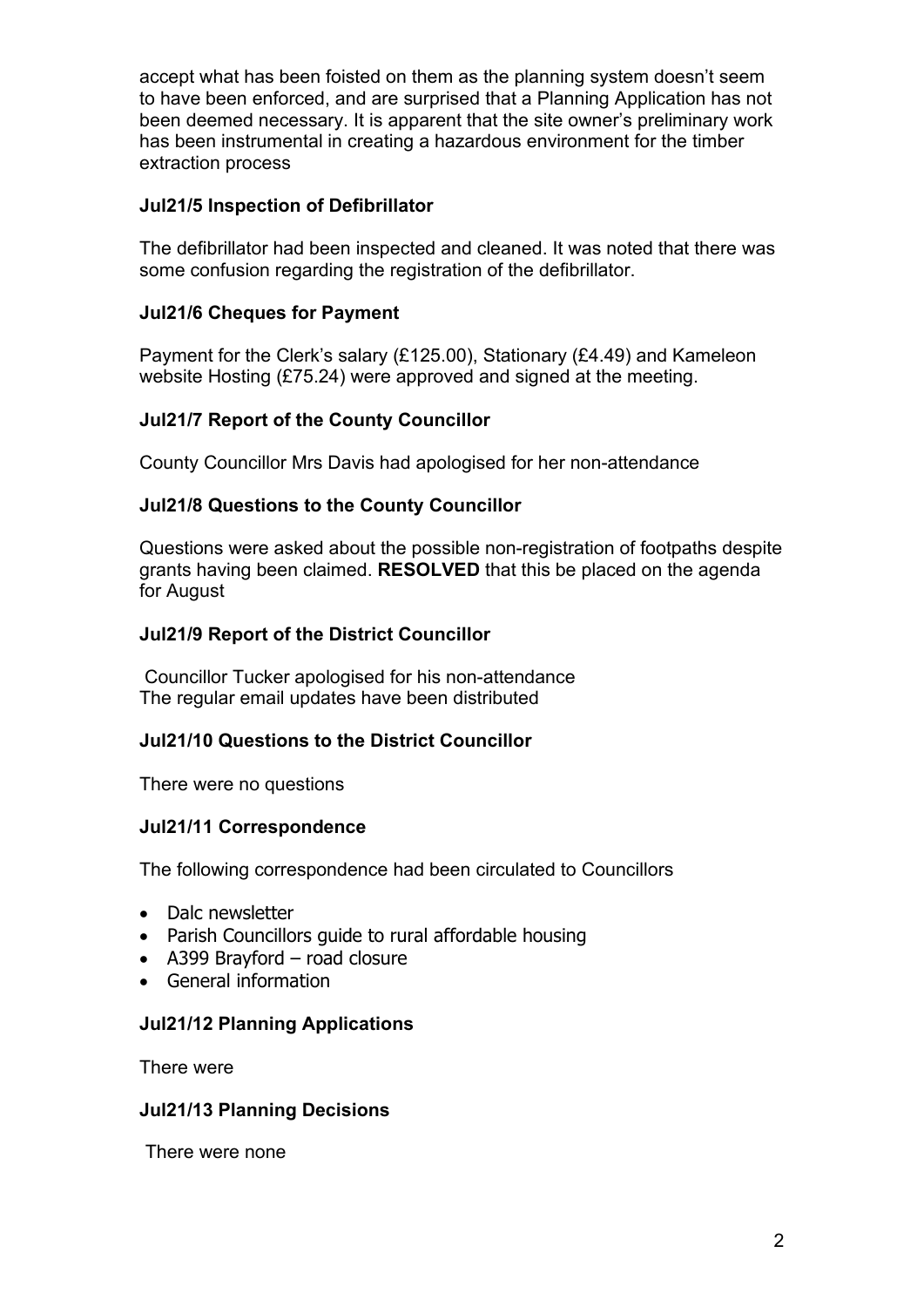accept what has been foisted on them as the planning system doesn't seem to have been enforced, and are surprised that a Planning Application has not been deemed necessary. It is apparent that the site owner's preliminary work has been instrumental in creating a hazardous environment for the timber extraction process

**Jul21/5 Inspection of Defibrillator**

The defibrillator had been inspected and cleaned. It was noted that there was some confusion regarding the registration of the defibrillator.

**Jul21/6 Cheques for Payment**

Payment for the Clerk's salary (£125.00), Stationary (£4.49) and Kameleon website Hosting (£75.24) were approved and signed at the meeting.

**Jul21/7 Report of the County Councillor**

County Councillor Mrs Davis had apologised for her non-attendance

**Jul21/8 Questions to the County Councillor**

Questions were asked about the possible non-registration of footpaths despite grants having been claimed. **RESOLVED** that this be placed on the agenda for August

**Jul21/9 Report of the District Councillor**

Councillor Tucker apologised for his non-attendance
The regular email updates have been distributed

**Jul21/10 Questions to the District Councillor**

There were no questions

**Jul21/11 Correspondence**

The following correspondence had been circulated to Councillors

- Dalc newsletter
- Parish Councillors guide to rural affordable housing
- A399 Brayford – road closure
- General information

**Jul21/12 Planning Applications**

There were

**Jul21/13 Planning Decisions**

There were none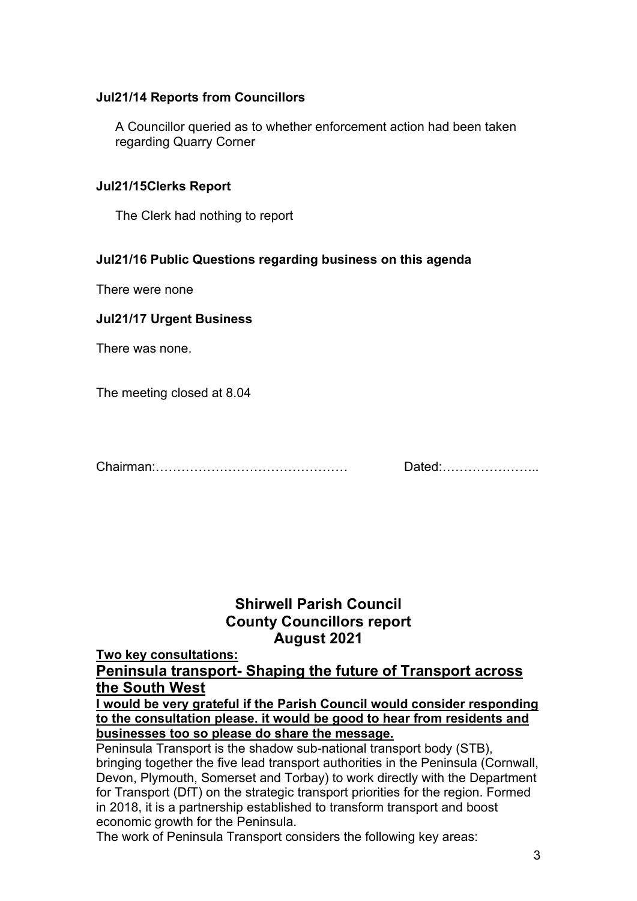**Jul21/14 Reports from Councillors**

A Councillor queried as to whether enforcement action had been taken regarding Quarry Corner

**Jul21/15Clerks Report**

The Clerk had nothing to report

**Jul21/16 Public Questions regarding business on this agenda**

There were none

**Jul21/17 Urgent Business**

There was none.

The meeting closed at 8.04

Chairman:……………………………………… Dated:…………………..

## Shirwell Parish Council
## County Councillors report
## August 2021

**Two key consultations:**

**Peninsula transport- Shaping the future of Transport across the South West**

**I would be very grateful if the Parish Council would consider responding to the consultation please. it would be good to hear from residents and businesses too so please do share the message.**

Peninsula Transport is the shadow sub-national transport body (STB), bringing together the five lead transport authorities in the Peninsula (Cornwall, Devon, Plymouth, Somerset and Torbay) to work directly with the Department for Transport (DfT) on the strategic transport priorities for the region. Formed in 2018, it is a partnership established to transform transport and boost economic growth for the Peninsula.

The work of Peninsula Transport considers the following key areas: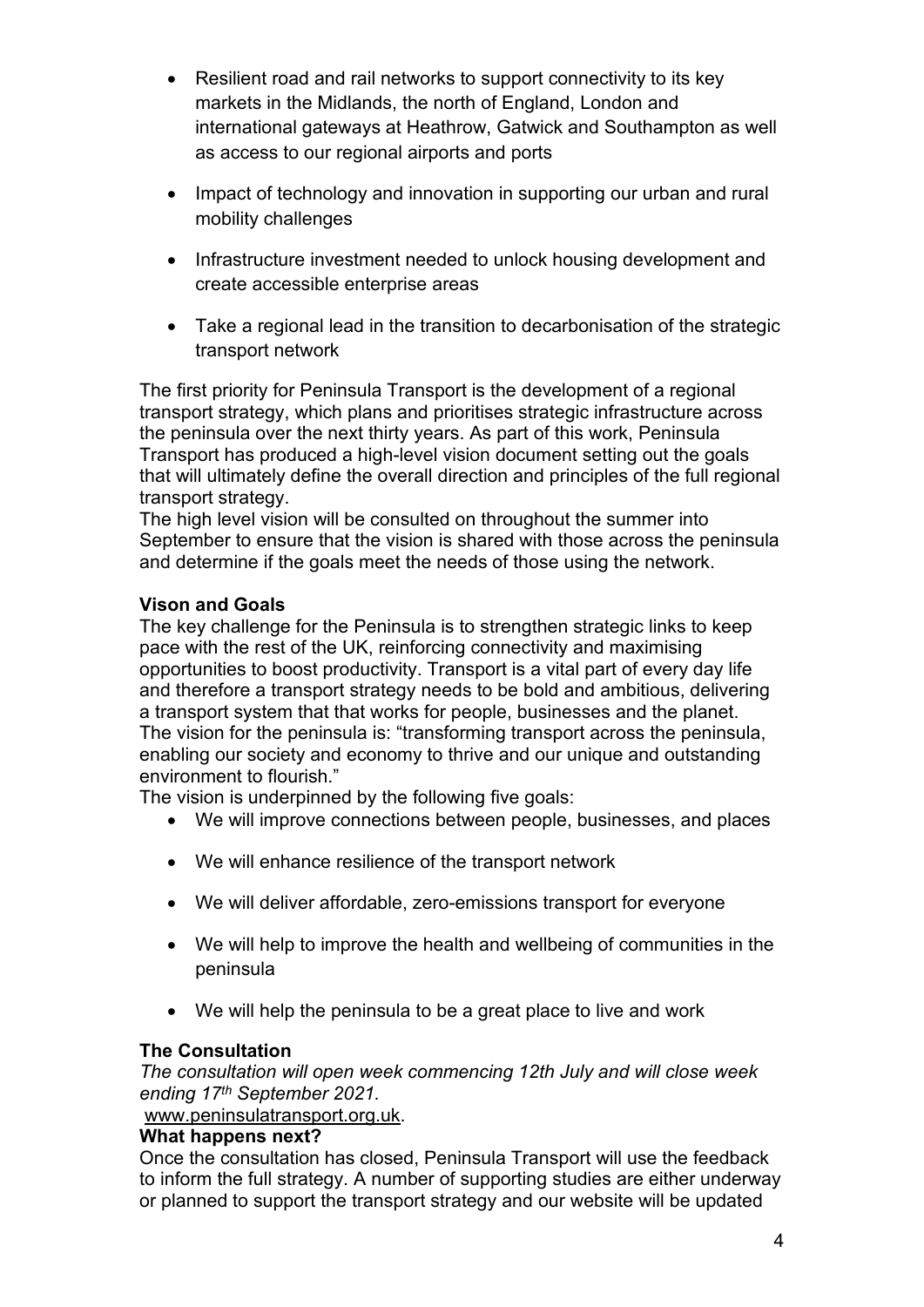- Resilient road and rail networks to support connectivity to its key markets in the Midlands, the north of England, London and international gateways at Heathrow, Gatwick and Southampton as well as access to our regional airports and ports
- Impact of technology and innovation in supporting our urban and rural mobility challenges
- Infrastructure investment needed to unlock housing development and create accessible enterprise areas
- Take a regional lead in the transition to decarbonisation of the strategic transport network

The first priority for Peninsula Transport is the development of a regional transport strategy, which plans and prioritises strategic infrastructure across the peninsula over the next thirty years. As part of this work, Peninsula Transport has produced a high-level vision document setting out the goals that will ultimately define the overall direction and principles of the full regional transport strategy.

The high level vision will be consulted on throughout the summer into September to ensure that the vision is shared with those across the peninsula and determine if the goals meet the needs of those using the network.

**Vison and Goals**

The key challenge for the Peninsula is to strengthen strategic links to keep pace with the rest of the UK, reinforcing connectivity and maximising opportunities to boost productivity. Transport is a vital part of every day life and therefore a transport strategy needs to be bold and ambitious, delivering a transport system that that works for people, businesses and the planet.

The vision for the peninsula is: "transforming transport across the peninsula, enabling our society and economy to thrive and our unique and outstanding environment to flourish."

The vision is underpinned by the following five goals:

- We will improve connections between people, businesses, and places
- We will enhance resilience of the transport network
- We will deliver affordable, zero-emissions transport for everyone
- We will help to improve the health and wellbeing of communities in the peninsula
- We will help the peninsula to be a great place to live and work

**The Consultation**

*The consultation will open week commencing 12th July and will close week ending 17th September 2021.*

www.peninsulatransport.org.uk.

**What happens next?**

Once the consultation has closed, Peninsula Transport will use the feedback to inform the full strategy. A number of supporting studies are either underway or planned to support the transport strategy and our website will be updated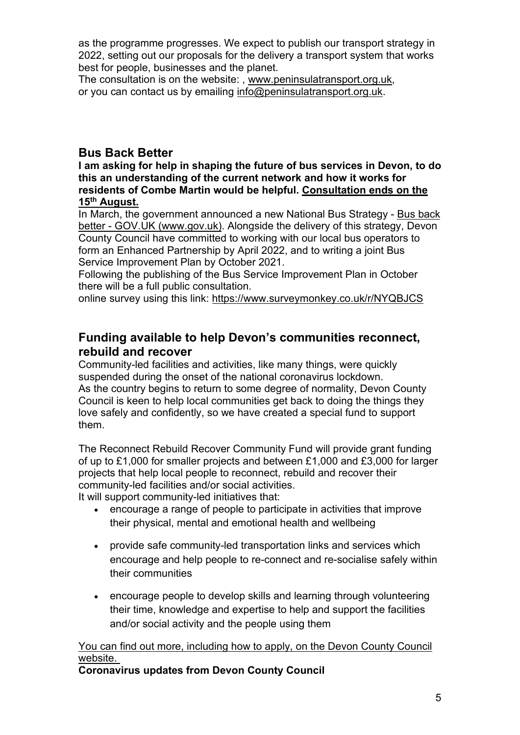as the programme progresses. We expect to publish our transport strategy in 2022, setting out our proposals for the delivery a transport system that works best for people, businesses and the planet.
The consultation is on the website: , www.peninsulatransport.org.uk, or you can contact us by emailing info@peninsulatransport.org.uk.

## Bus Back Better

**I am asking for help in shaping the future of bus services in Devon, to do this an understanding of the current network and how it works for residents of Combe Martin would be helpful. Consultation ends on the 15th August.**

In March, the government announced a new National Bus Strategy - Bus back better - GOV.UK (www.gov.uk). Alongside the delivery of this strategy, Devon County Council have committed to working with our local bus operators to form an Enhanced Partnership by April 2022, and to writing a joint Bus Service Improvement Plan by October 2021.
Following the publishing of the Bus Service Improvement Plan in October there will be a full public consultation.
online survey using this link: https://www.surveymonkey.co.uk/r/NYQBJCS

## Funding available to help Devon's communities reconnect, rebuild and recover

Community-led facilities and activities, like many things, were quickly suspended during the onset of the national coronavirus lockdown.
As the country begins to return to some degree of normality, Devon County Council is keen to help local communities get back to doing the things they love safely and confidently, so we have created a special fund to support them.

The Reconnect Rebuild Recover Community Fund will provide grant funding of up to £1,000 for smaller projects and between £1,000 and £3,000 for larger projects that help local people to reconnect, rebuild and recover their community-led facilities and/or social activities.
It will support community-led initiatives that:

- encourage a range of people to participate in activities that improve their physical, mental and emotional health and wellbeing
- provide safe community-led transportation links and services which encourage and help people to re-connect and re-socialise safely within their communities
- encourage people to develop skills and learning through volunteering their time, knowledge and expertise to help and support the facilities and/or social activity and the people using them

You can find out more, including how to apply, on the Devon County Council website.

**Coronavirus updates from Devon County Council**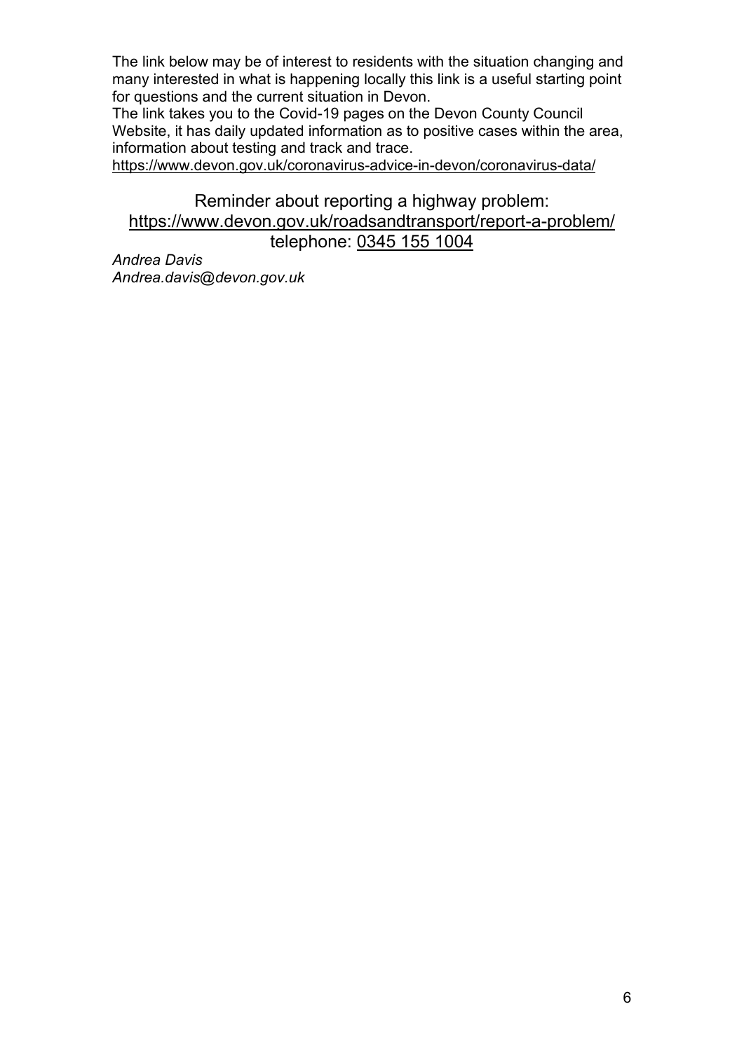The link below may be of interest to residents with the situation changing and many interested in what is happening locally this link is a useful starting point for questions and the current situation in Devon.

The link takes you to the Covid-19 pages on the Devon County Council Website, it has daily updated information as to positive cases within the area, information about testing and track and trace.

https://www.devon.gov.uk/coronavirus-advice-in-devon/coronavirus-data/

Reminder about reporting a highway problem:
https://www.devon.gov.uk/roadsandtransport/report-a-problem/
telephone: 0345 155 1004

*Andrea Davis*
*Andrea.davis@devon.gov.uk*